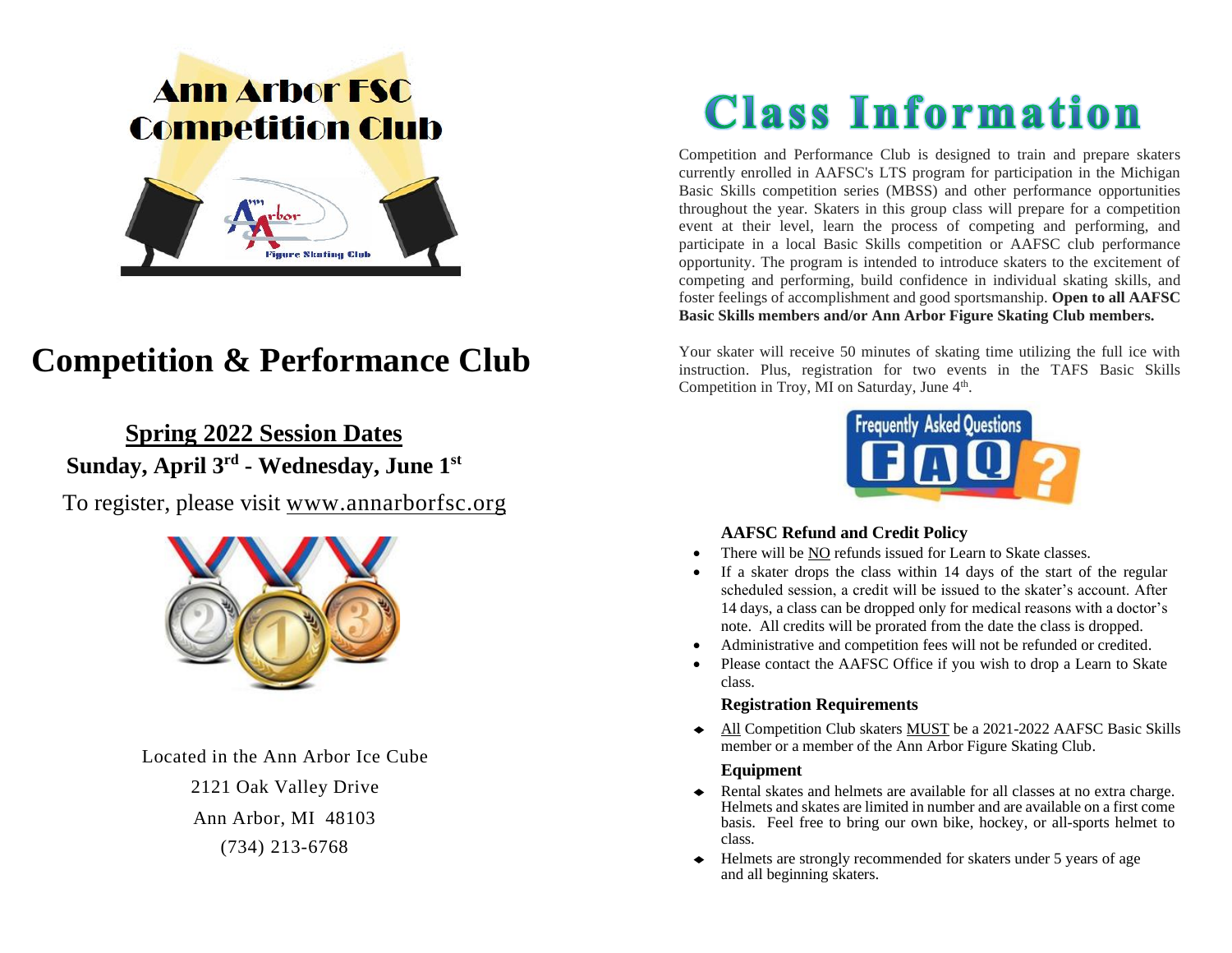# Ann Arbor FSC Competition Club

# Competition & Performance Club

## Spring 2022 Session Dates

**Sunday, April 3rd - Wednesday, June 1st**

To register, please visit www.annarborfsc.org

Located in the Ann Arbor Ice Cube

2121 Oak Valley Drive

Ann Arbor, MI 48103

(734) 213-6768

# Class Information

Competition and Performance Club is designed to train and prepare skaters currently enrolled in AAFSC's LTS program for participation in the Michigan Basic Skills competition series (MBSS) and other performance opportunities throughout the year. Skaters in this group class will prepare for a competition event at their level, learn the process of competing and performing, and participate in a local Basic Skills competition or AAFSC club performance opportunity. The program is intended to introduce skaters to the excitement of competing and performing, build confidence in individual skating skills, and foster feelings of accomplishment and good sportsmanship. **Open to all AAFSC Basic Skills members and/or Ann Arbor Figure Skating Club members.**

Your skater will receive 50 minutes of skating time utilizing the full ice with instruction. Plus, registration for two events in the TAFS Basic Skills Competition in Troy, MI on Saturday, June 4th.

Frequently Asked Questions FAQ

### AAFSC Refund and Credit Policy

- There will be NO refunds issued for Learn to Skate classes.
- If a skater drops the class within 14 days of the start of the regular scheduled session, a credit will be issued to the skater's account. After 14 days, a class can be dropped only for medical reasons with a doctor's note. All credits will be prorated from the date the class is dropped.
- Administrative and competition fees will not be refunded or credited.
- Please contact the AAFSC Office if you wish to drop a Learn to Skate class.

### Registration Requirements

- All Competition Club skaters MUST be a 2021-2022 AAFSC Basic Skills member or a member of the Ann Arbor Figure Skating Club.

### Equipment

- Rental skates and helmets are available for all classes at no extra charge. Helmets and skates are limited in number and are available on a first come basis. Feel free to bring our own bike, hockey, or all-sports helmet to class.
- Helmets are strongly recommended for skaters under 5 years of age and all beginning skaters.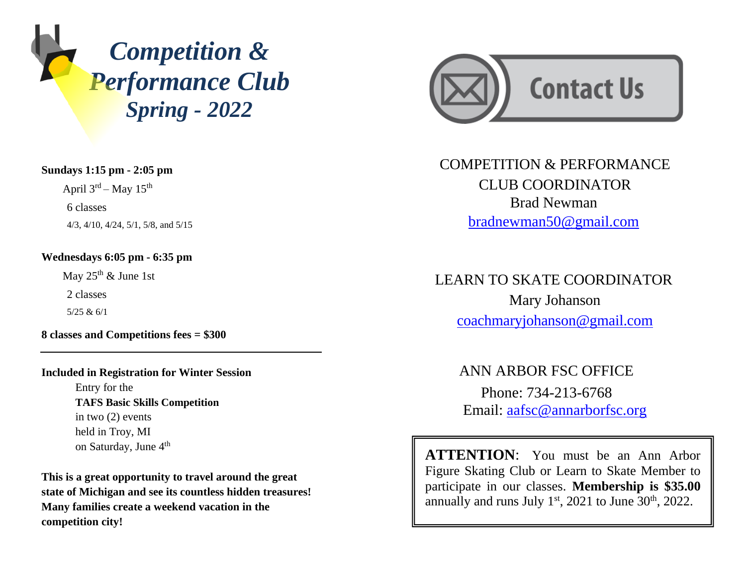# *Competition & Performance Club*

## *Spring - 2022*

**Sundays 1:15 pm - 2:05 pm**

April 3rd – May 15th

6 classes

4/3, 4/10, 4/24, 5/1, 5/8, and 5/15

**Wednesdays 6:05 pm - 6:35 pm**

May 25th & June 1st

2 classes

5/25 & 6/1

**8 classes and Competitions fees = $300**

---

**Included in Registration for Winter Session**

Entry for the
**TAFS Basic Skills Competition**
in two (2) events
held in Troy, MI
on Saturday, June 4th

**This is a great opportunity to travel around the great state of Michigan and see its countless hidden treasures! Many families create a weekend vacation in the competition city!**

## Contact Us

COMPETITION & PERFORMANCE CLUB COORDINATOR
Brad Newman
bradnewman50@gmail.com

LEARN TO SKATE COORDINATOR
Mary Johanson
coachmaryjohanson@gmail.com

ANN ARBOR FSC OFFICE
Phone: 734-213-6768
Email: aafsc@annarborfsc.org

**ATTENTION**: You must be an Ann Arbor Figure Skating Club or Learn to Skate Member to participate in our classes. **Membership is $35.00** annually and runs July 1st, 2021 to June 30th, 2022.